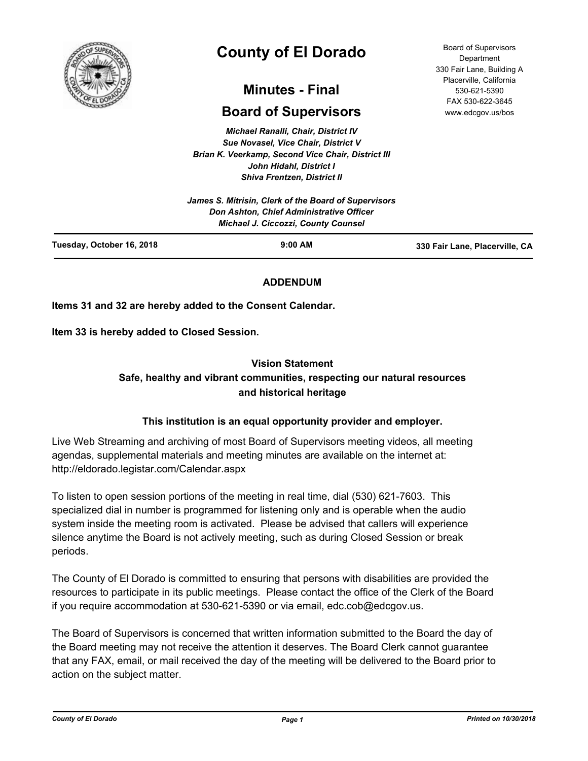# County of El Dorado

## Minutes - Final

## Board of Supervisors

Board of Supervisors Department
330 Fair Lane, Building A
Placerville, California
530-621-5390
FAX 530-622-3645
www.edcgov.us/bos

*Michael Ranalli, Chair, District IV*
*Sue Novasel, Vice Chair, District V*
*Brian K. Veerkamp, Second Vice Chair, District III*
*John Hidahl, District I*
*Shiva Frentzen, District II*

*James S. Mitrisin, Clerk of the Board of Supervisors*
*Don Ashton, Chief Administrative Officer*
*Michael J. Ciccozzi, County Counsel*

**Tuesday, October 16, 2018** | **9:00 AM** | **330 Fair Lane, Placerville, CA**

**ADDENDUM**

**Items 31 and 32 are hereby added to the Consent Calendar.**

**Item 33 is hereby added to Closed Session.**

**Vision Statement**
**Safe, healthy and vibrant communities, respecting our natural resources and historical heritage**

**This institution is an equal opportunity provider and employer.**

Live Web Streaming and archiving of most Board of Supervisors meeting videos, all meeting agendas, supplemental materials and meeting minutes are available on the internet at: http://eldorado.legistar.com/Calendar.aspx

To listen to open session portions of the meeting in real time, dial (530) 621-7603. This specialized dial in number is programmed for listening only and is operable when the audio system inside the meeting room is activated. Please be advised that callers will experience silence anytime the Board is not actively meeting, such as during Closed Session or break periods.

The County of El Dorado is committed to ensuring that persons with disabilities are provided the resources to participate in its public meetings. Please contact the office of the Clerk of the Board if you require accommodation at 530-621-5390 or via email, edc.cob@edcgov.us.

The Board of Supervisors is concerned that written information submitted to the Board the day of the Board meeting may not receive the attention it deserves. The Board Clerk cannot guarantee that any FAX, email, or mail received the day of the meeting will be delivered to the Board prior to action on the subject matter.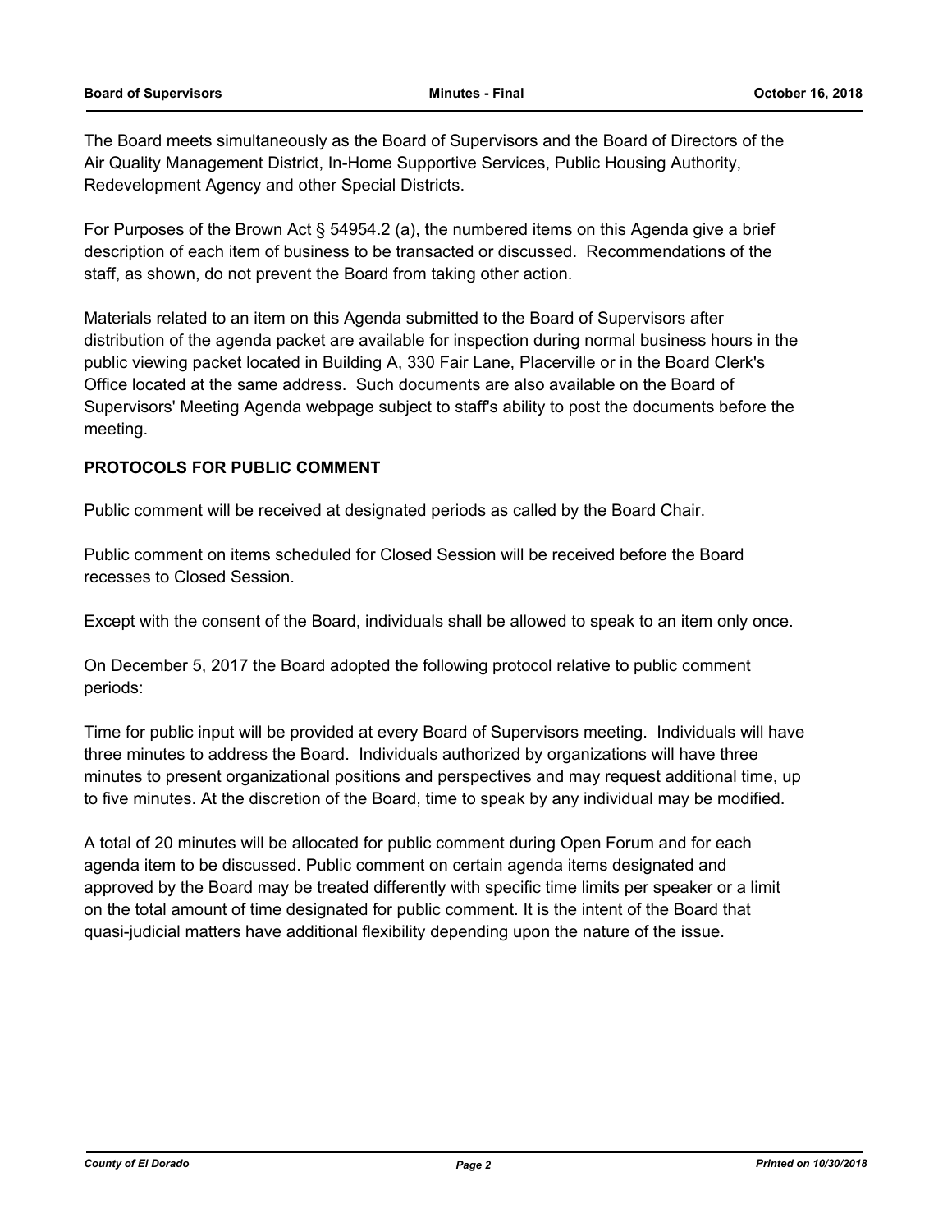The Board meets simultaneously as the Board of Supervisors and the Board of Directors of the Air Quality Management District, In-Home Supportive Services, Public Housing Authority, Redevelopment Agency and other Special Districts.

For Purposes of the Brown Act § 54954.2 (a), the numbered items on this Agenda give a brief description of each item of business to be transacted or discussed. Recommendations of the staff, as shown, do not prevent the Board from taking other action.

Materials related to an item on this Agenda submitted to the Board of Supervisors after distribution of the agenda packet are available for inspection during normal business hours in the public viewing packet located in Building A, 330 Fair Lane, Placerville or in the Board Clerk's Office located at the same address. Such documents are also available on the Board of Supervisors' Meeting Agenda webpage subject to staff's ability to post the documents before the meeting.

**PROTOCOLS FOR PUBLIC COMMENT**

Public comment will be received at designated periods as called by the Board Chair.

Public comment on items scheduled for Closed Session will be received before the Board recesses to Closed Session.

Except with the consent of the Board, individuals shall be allowed to speak to an item only once.

On December 5, 2017 the Board adopted the following protocol relative to public comment periods:

Time for public input will be provided at every Board of Supervisors meeting. Individuals will have three minutes to address the Board. Individuals authorized by organizations will have three minutes to present organizational positions and perspectives and may request additional time, up to five minutes. At the discretion of the Board, time to speak by any individual may be modified.

A total of 20 minutes will be allocated for public comment during Open Forum and for each agenda item to be discussed. Public comment on certain agenda items designated and approved by the Board may be treated differently with specific time limits per speaker or a limit on the total amount of time designated for public comment. It is the intent of the Board that quasi-judicial matters have additional flexibility depending upon the nature of the issue.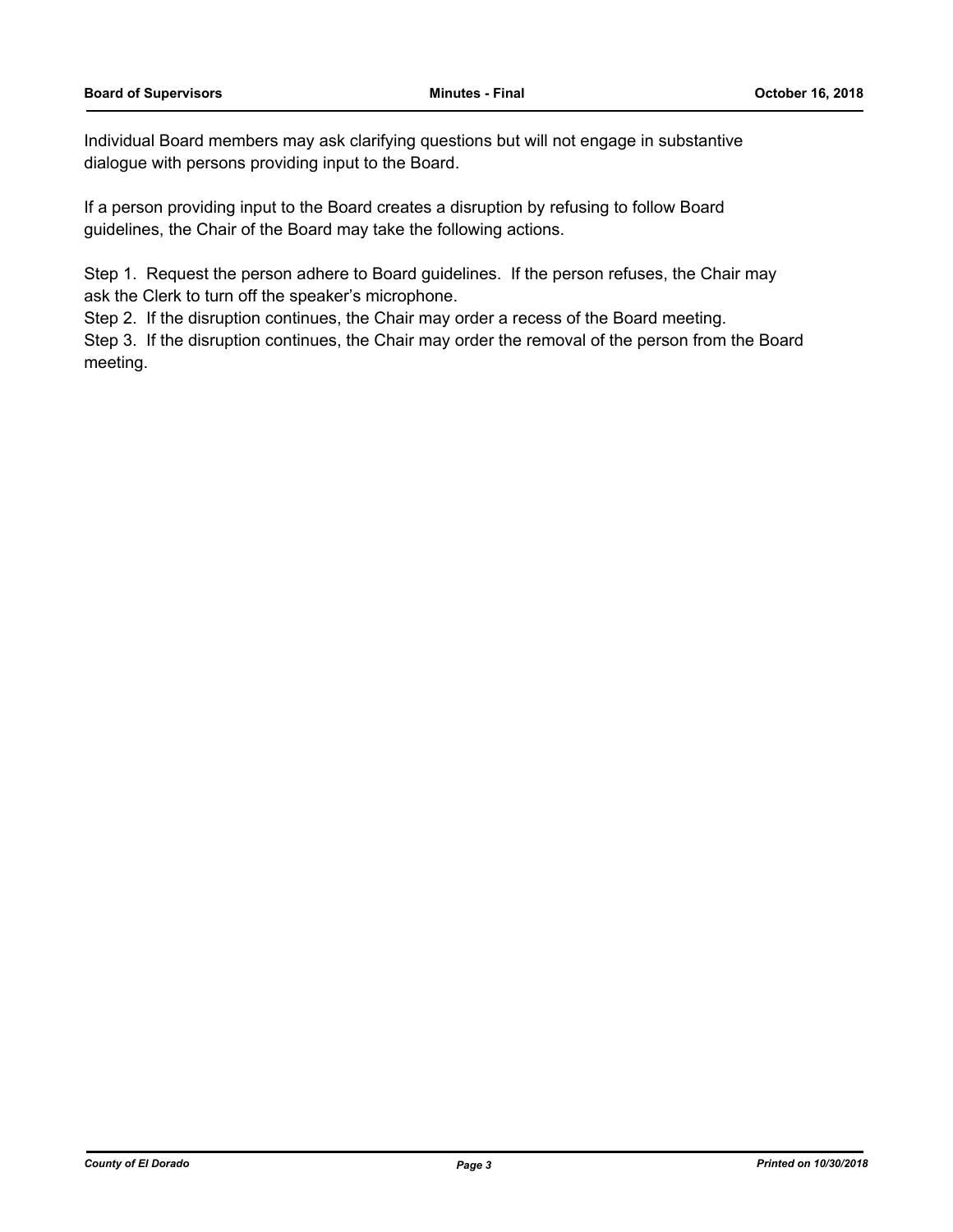Individual Board members may ask clarifying questions but will not engage in substantive dialogue with persons providing input to the Board.

If a person providing input to the Board creates a disruption by refusing to follow Board guidelines, the Chair of the Board may take the following actions.

Step 1. Request the person adhere to Board guidelines. If the person refuses, the Chair may ask the Clerk to turn off the speaker's microphone.
Step 2. If the disruption continues, the Chair may order a recess of the Board meeting.
Step 3. If the disruption continues, the Chair may order the removal of the person from the Board meeting.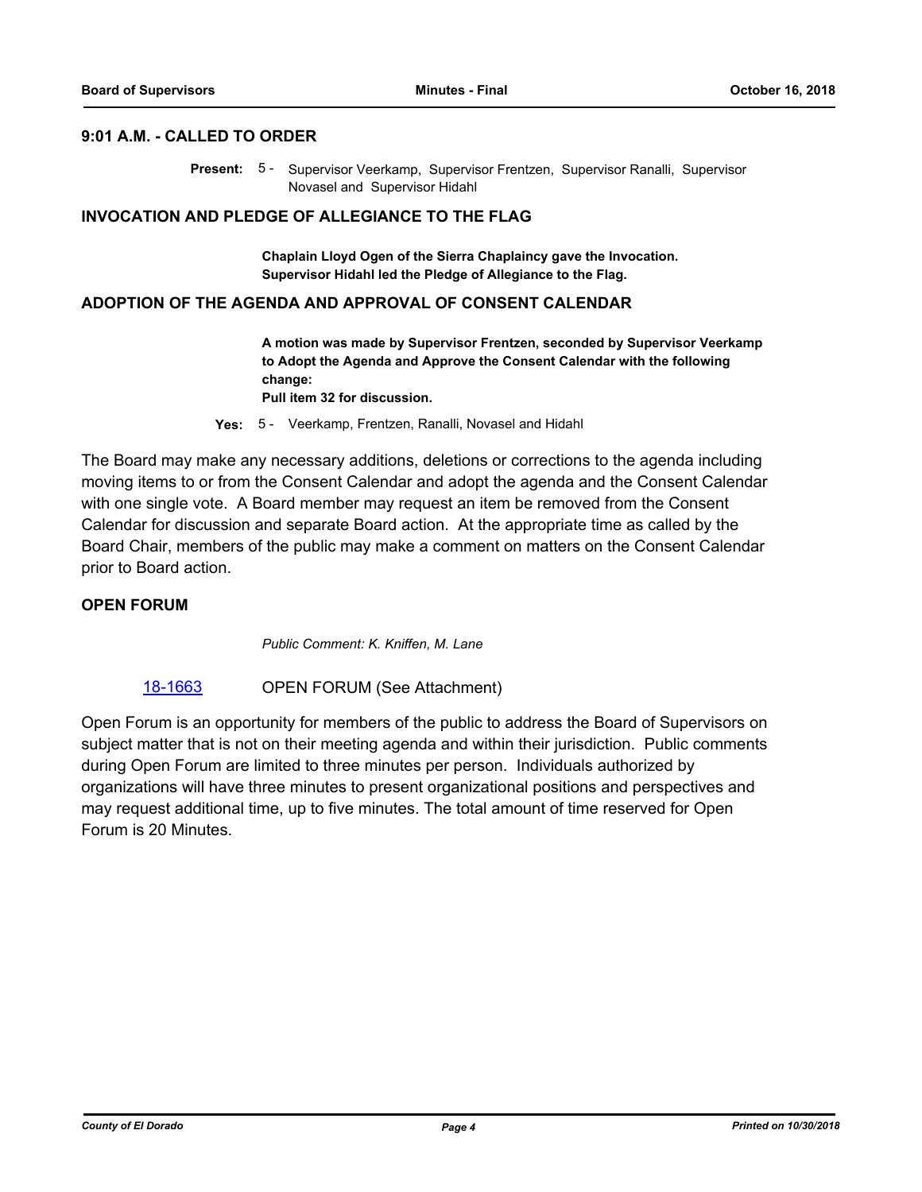## 9:01 A.M. - CALLED TO ORDER

**Present:** 5 - Supervisor Veerkamp, Supervisor Frentzen, Supervisor Ranalli, Supervisor Novasel and Supervisor Hidahl

## INVOCATION AND PLEDGE OF ALLEGIANCE TO THE FLAG

**Chaplain Lloyd Ogen of the Sierra Chaplaincy gave the Invocation.**
**Supervisor Hidahl led the Pledge of Allegiance to the Flag.**

## ADOPTION OF THE AGENDA AND APPROVAL OF CONSENT CALENDAR

**A motion was made by Supervisor Frentzen, seconded by Supervisor Veerkamp to Adopt the Agenda and Approve the Consent Calendar with the following change:**
**Pull item 32 for discussion.**

**Yes:** 5 - Veerkamp, Frentzen, Ranalli, Novasel and Hidahl

The Board may make any necessary additions, deletions or corrections to the agenda including moving items to or from the Consent Calendar and adopt the agenda and the Consent Calendar with one single vote. A Board member may request an item be removed from the Consent Calendar for discussion and separate Board action. At the appropriate time as called by the Board Chair, members of the public may make a comment on matters on the Consent Calendar prior to Board action.

## OPEN FORUM

*Public Comment: K. Kniffen, M. Lane*

18-1663 OPEN FORUM (See Attachment)

Open Forum is an opportunity for members of the public to address the Board of Supervisors on subject matter that is not on their meeting agenda and within their jurisdiction. Public comments during Open Forum are limited to three minutes per person. Individuals authorized by organizations will have three minutes to present organizational positions and perspectives and may request additional time, up to five minutes. The total amount of time reserved for Open Forum is 20 Minutes.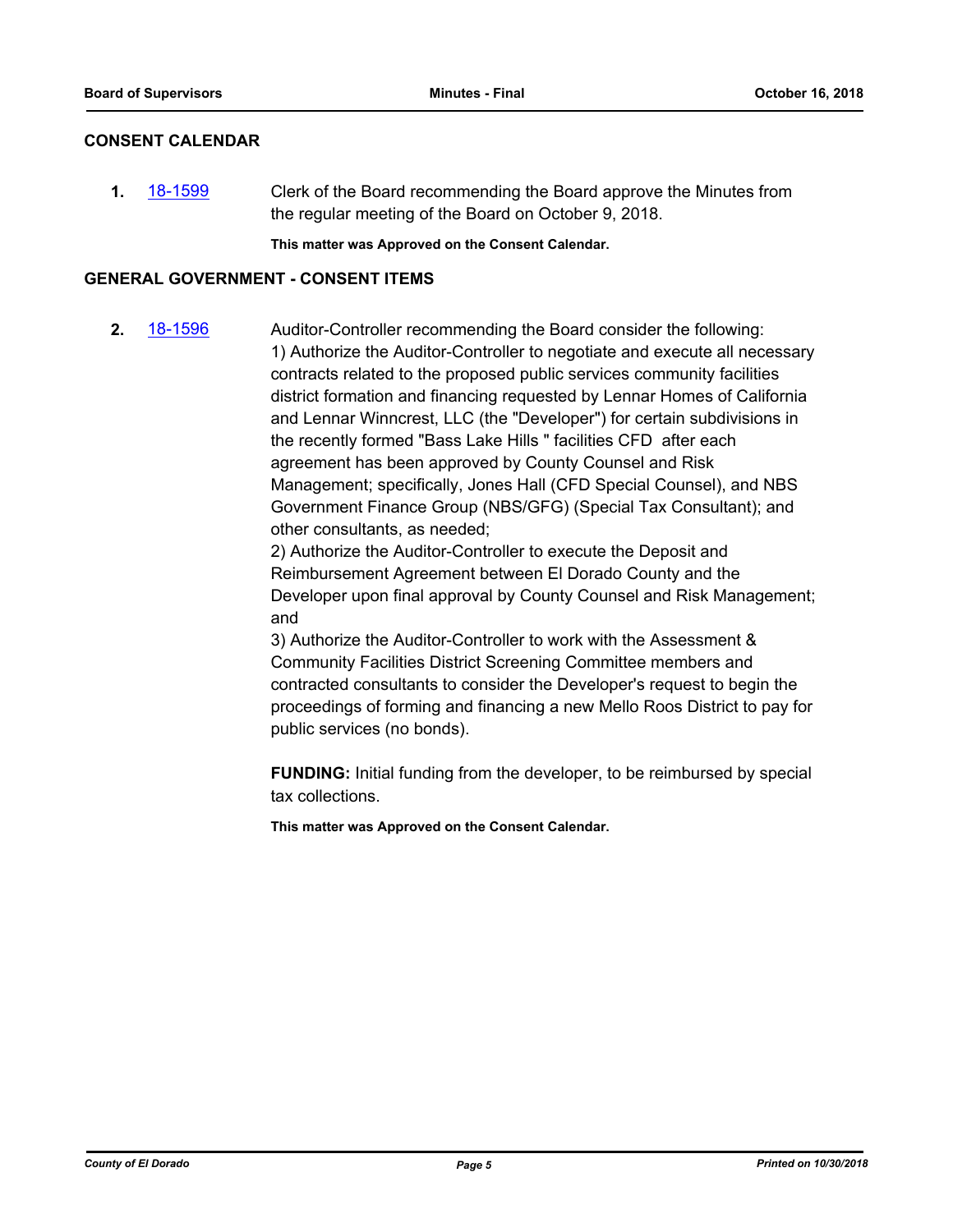## CONSENT CALENDAR

**1.** [18-1599](18-1599) Clerk of the Board recommending the Board approve the Minutes from the regular meeting of the Board on October 9, 2018.

**This matter was Approved on the Consent Calendar.**

## GENERAL GOVERNMENT - CONSENT ITEMS

**2.** [18-1596](18-1596) Auditor-Controller recommending the Board consider the following:

1) Authorize the Auditor-Controller to negotiate and execute all necessary contracts related to the proposed public services community facilities district formation and financing requested by Lennar Homes of California and Lennar Winncrest, LLC (the "Developer") for certain subdivisions in the recently formed "Bass Lake Hills " facilities CFD after each agreement has been approved by County Counsel and Risk Management; specifically, Jones Hall (CFD Special Counsel), and NBS Government Finance Group (NBS/GFG) (Special Tax Consultant); and other consultants, as needed;

2) Authorize the Auditor-Controller to execute the Deposit and Reimbursement Agreement between El Dorado County and the Developer upon final approval by County Counsel and Risk Management; and

3) Authorize the Auditor-Controller to work with the Assessment & Community Facilities District Screening Committee members and contracted consultants to consider the Developer's request to begin the proceedings of forming and financing a new Mello Roos District to pay for public services (no bonds).

**FUNDING:** Initial funding from the developer, to be reimbursed by special tax collections.

**This matter was Approved on the Consent Calendar.**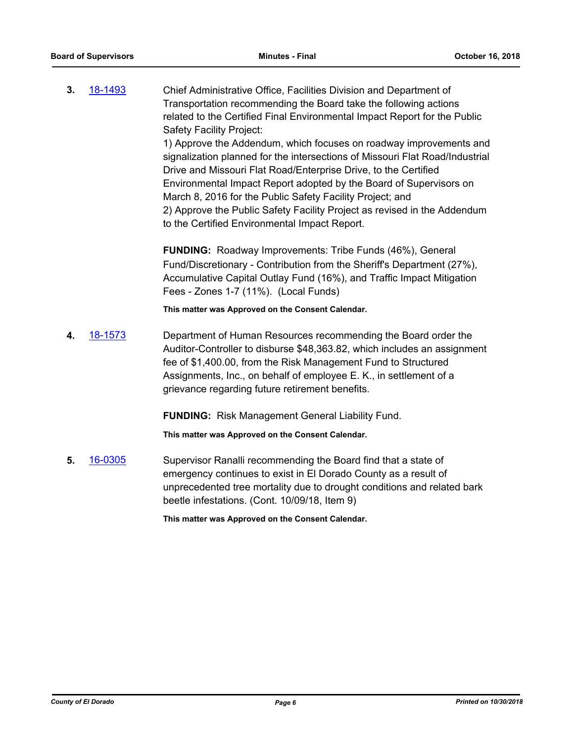**3.** 18-1493 Chief Administrative Office, Facilities Division and Department of Transportation recommending the Board take the following actions related to the Certified Final Environmental Impact Report for the Public Safety Facility Project:

1) Approve the Addendum, which focuses on roadway improvements and signalization planned for the intersections of Missouri Flat Road/Industrial Drive and Missouri Flat Road/Enterprise Drive, to the Certified Environmental Impact Report adopted by the Board of Supervisors on March 8, 2016 for the Public Safety Facility Project; and

2) Approve the Public Safety Facility Project as revised in the Addendum to the Certified Environmental Impact Report.

**FUNDING:** Roadway Improvements: Tribe Funds (46%), General Fund/Discretionary - Contribution from the Sheriff's Department (27%), Accumulative Capital Outlay Fund (16%), and Traffic Impact Mitigation Fees - Zones 1-7 (11%). (Local Funds)

**This matter was Approved on the Consent Calendar.**

**4.** 18-1573 Department of Human Resources recommending the Board order the Auditor-Controller to disburse $48,363.82, which includes an assignment fee of $1,400.00, from the Risk Management Fund to Structured Assignments, Inc., on behalf of employee E. K., in settlement of a grievance regarding future retirement benefits.

**FUNDING:** Risk Management General Liability Fund.

**This matter was Approved on the Consent Calendar.**

**5.** 16-0305 Supervisor Ranalli recommending the Board find that a state of emergency continues to exist in El Dorado County as a result of unprecedented tree mortality due to drought conditions and related bark beetle infestations. (Cont. 10/09/18, Item 9)

**This matter was Approved on the Consent Calendar.**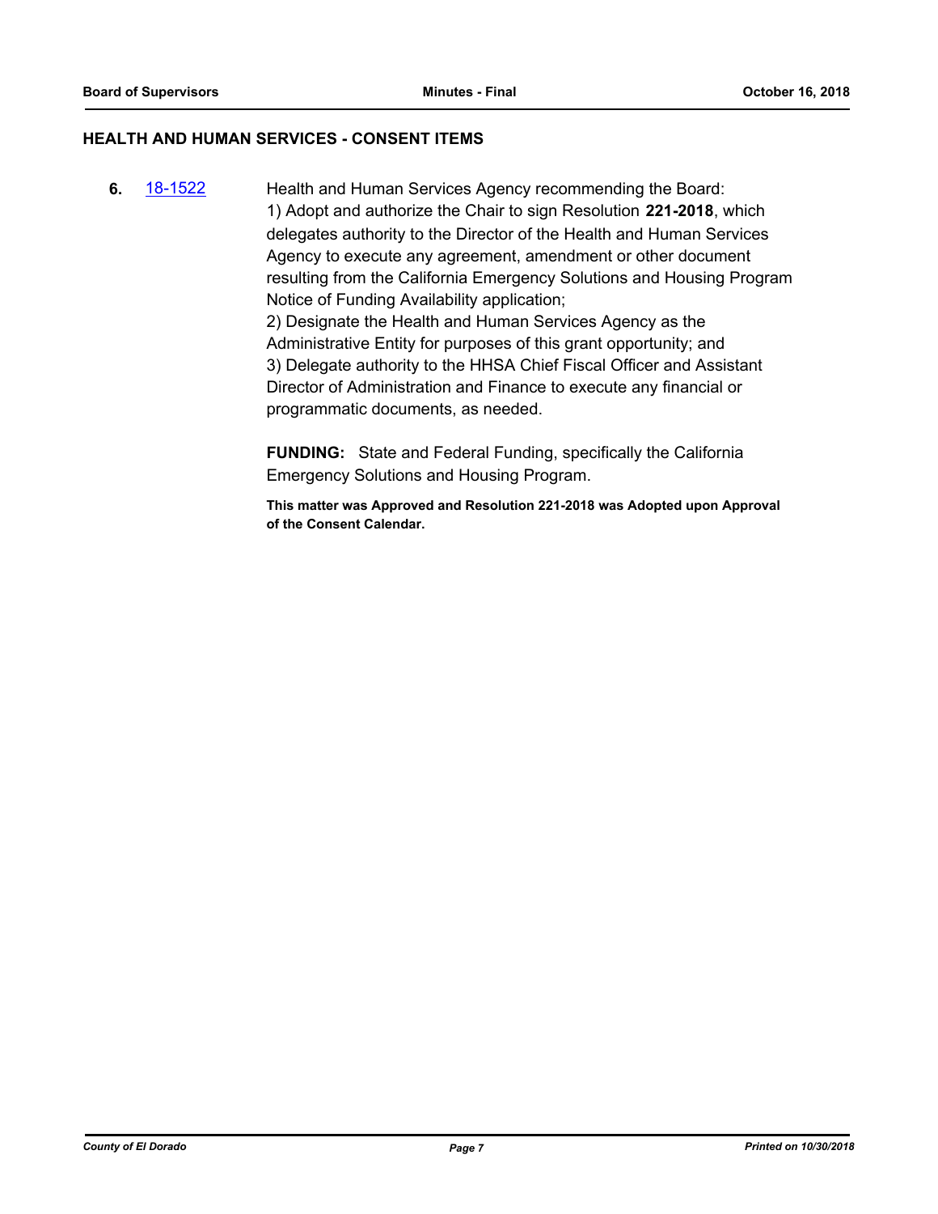## HEALTH AND HUMAN SERVICES - CONSENT ITEMS

**6.** [18-1522](18-1522) Health and Human Services Agency recommending the Board:

1) Adopt and authorize the Chair to sign Resolution **221-2018**, which delegates authority to the Director of the Health and Human Services Agency to execute any agreement, amendment or other document resulting from the California Emergency Solutions and Housing Program Notice of Funding Availability application;

2) Designate the Health and Human Services Agency as the Administrative Entity for purposes of this grant opportunity; and

3) Delegate authority to the HHSA Chief Fiscal Officer and Assistant Director of Administration and Finance to execute any financial or programmatic documents, as needed.

**FUNDING:** State and Federal Funding, specifically the California Emergency Solutions and Housing Program.

**This matter was Approved and Resolution 221-2018 was Adopted upon Approval of the Consent Calendar.**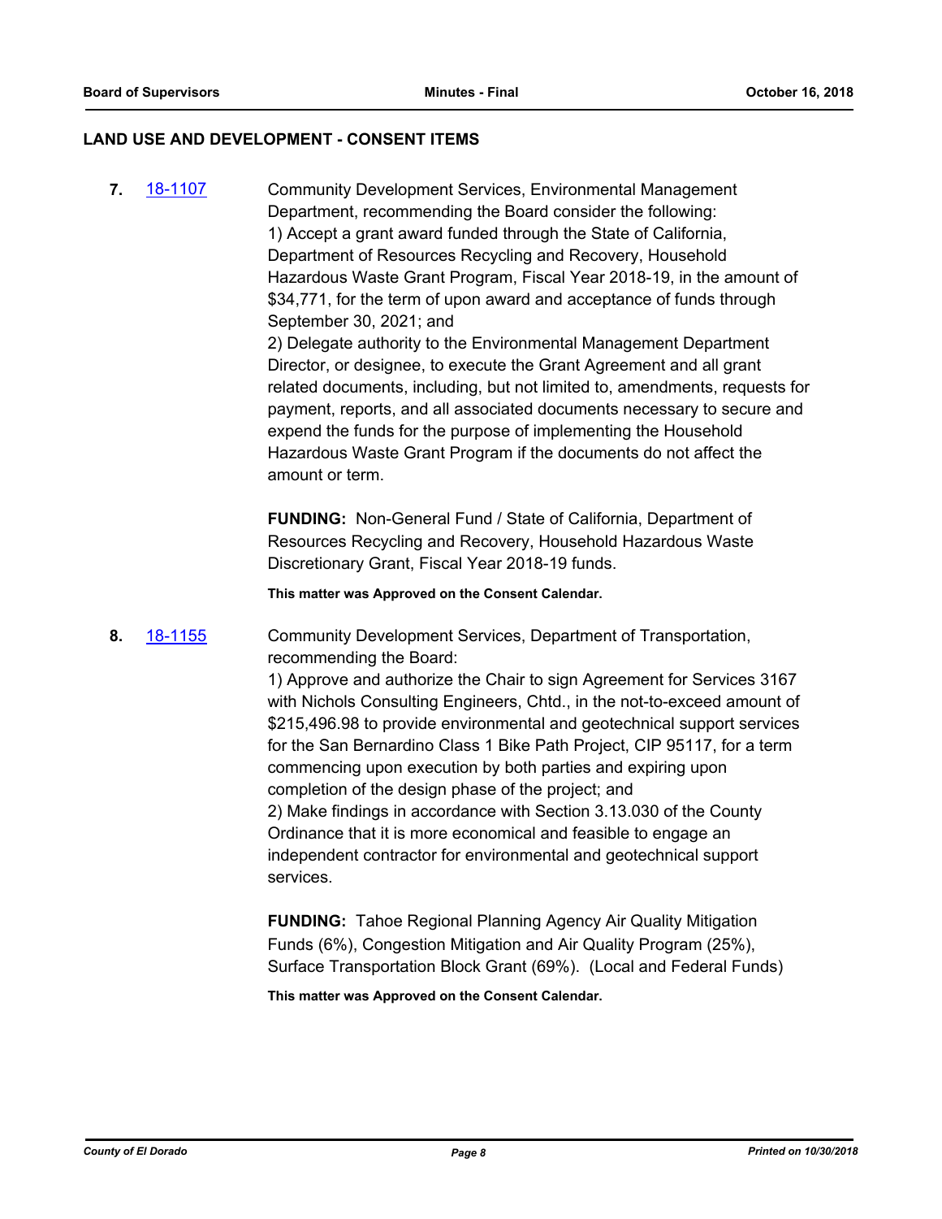## LAND USE AND DEVELOPMENT - CONSENT ITEMS

**7.** [18-1107](18-1107)

Community Development Services, Environmental Management Department, recommending the Board consider the following:
1) Accept a grant award funded through the State of California, Department of Resources Recycling and Recovery, Household Hazardous Waste Grant Program, Fiscal Year 2018-19, in the amount of $34,771, for the term of upon award and acceptance of funds through September 30, 2021; and
2) Delegate authority to the Environmental Management Department Director, or designee, to execute the Grant Agreement and all grant related documents, including, but not limited to, amendments, requests for payment, reports, and all associated documents necessary to secure and expend the funds for the purpose of implementing the Household Hazardous Waste Grant Program if the documents do not affect the amount or term.

**FUNDING:** Non-General Fund / State of California, Department of Resources Recycling and Recovery, Household Hazardous Waste Discretionary Grant, Fiscal Year 2018-19 funds.

**This matter was Approved on the Consent Calendar.**

**8.** [18-1155](18-1155)

Community Development Services, Department of Transportation, recommending the Board:
1) Approve and authorize the Chair to sign Agreement for Services 3167 with Nichols Consulting Engineers, Chtd., in the not-to-exceed amount of $215,496.98 to provide environmental and geotechnical support services for the San Bernardino Class 1 Bike Path Project, CIP 95117, for a term commencing upon execution by both parties and expiring upon completion of the design phase of the project; and
2) Make findings in accordance with Section 3.13.030 of the County Ordinance that it is more economical and feasible to engage an independent contractor for environmental and geotechnical support services.

**FUNDING:** Tahoe Regional Planning Agency Air Quality Mitigation Funds (6%), Congestion Mitigation and Air Quality Program (25%), Surface Transportation Block Grant (69%). (Local and Federal Funds)

**This matter was Approved on the Consent Calendar.**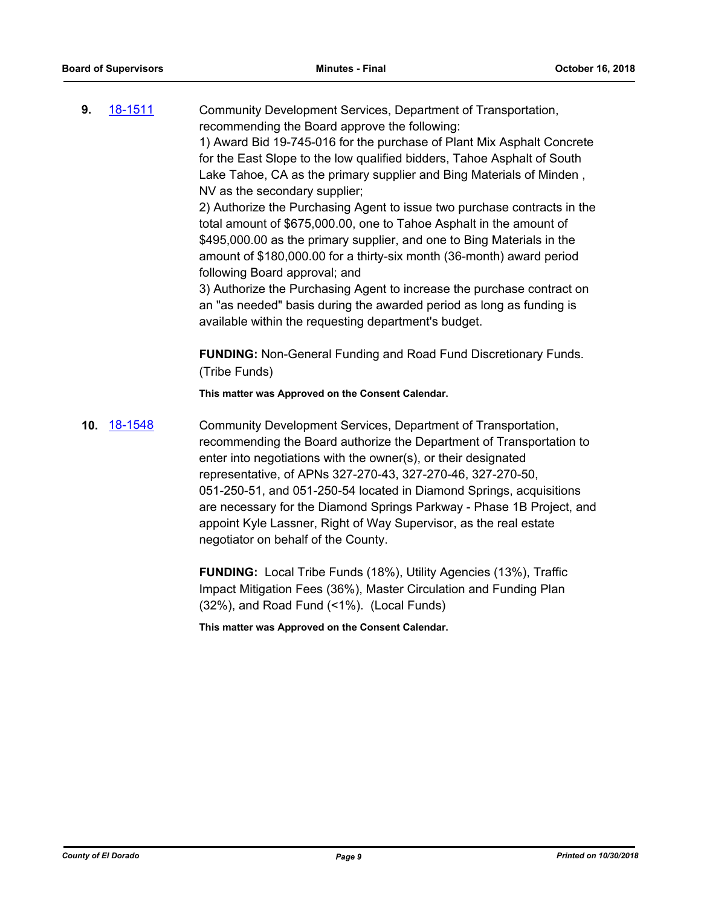**9.** 18-1511 Community Development Services, Department of Transportation, recommending the Board approve the following:

1) Award Bid 19-745-016 for the purchase of Plant Mix Asphalt Concrete for the East Slope to the low qualified bidders, Tahoe Asphalt of South Lake Tahoe, CA as the primary supplier and Bing Materials of Minden , NV as the secondary supplier;

2) Authorize the Purchasing Agent to issue two purchase contracts in the total amount of $675,000.00, one to Tahoe Asphalt in the amount of $495,000.00 as the primary supplier, and one to Bing Materials in the amount of $180,000.00 for a thirty-six month (36-month) award period following Board approval; and

3) Authorize the Purchasing Agent to increase the purchase contract on an "as needed" basis during the awarded period as long as funding is available within the requesting department's budget.

**FUNDING:** Non-General Funding and Road Fund Discretionary Funds. (Tribe Funds)

**This matter was Approved on the Consent Calendar.**

**10.** 18-1548 Community Development Services, Department of Transportation, recommending the Board authorize the Department of Transportation to enter into negotiations with the owner(s), or their designated representative, of APNs 327-270-43, 327-270-46, 327-270-50, 051-250-51, and 051-250-54 located in Diamond Springs, acquisitions are necessary for the Diamond Springs Parkway - Phase 1B Project, and appoint Kyle Lassner, Right of Way Supervisor, as the real estate negotiator on behalf of the County.

**FUNDING:** Local Tribe Funds (18%), Utility Agencies (13%), Traffic Impact Mitigation Fees (36%), Master Circulation and Funding Plan (32%), and Road Fund (<1%). (Local Funds)

**This matter was Approved on the Consent Calendar.**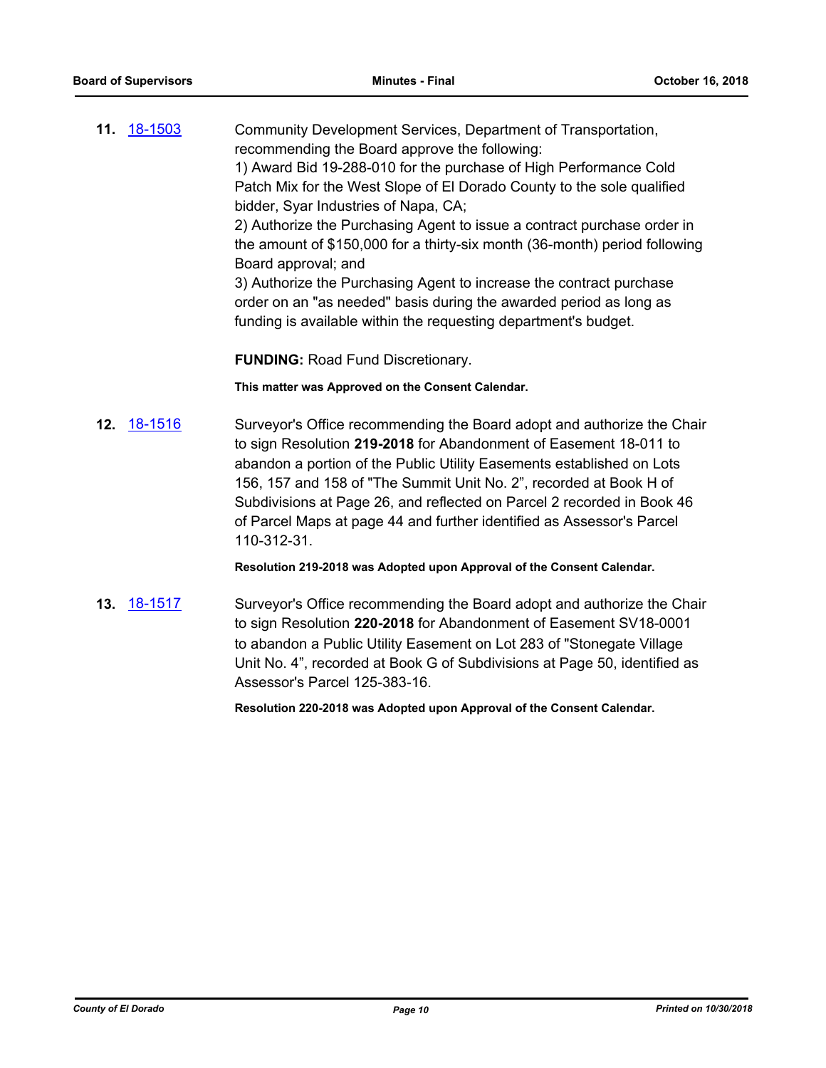**11.** [18-1503](18-1503)

Community Development Services, Department of Transportation, recommending the Board approve the following:
1) Award Bid 19-288-010 for the purchase of High Performance Cold Patch Mix for the West Slope of El Dorado County to the sole qualified bidder, Syar Industries of Napa, CA;
2) Authorize the Purchasing Agent to issue a contract purchase order in the amount of $150,000 for a thirty-six month (36-month) period following Board approval; and
3) Authorize the Purchasing Agent to increase the contract purchase order on an "as needed" basis during the awarded period as long as funding is available within the requesting department's budget.

**FUNDING:** Road Fund Discretionary.

**This matter was Approved on the Consent Calendar.**

**12.** [18-1516](18-1516)

Surveyor's Office recommending the Board adopt and authorize the Chair to sign Resolution **219-2018** for Abandonment of Easement 18-011 to abandon a portion of the Public Utility Easements established on Lots 156, 157 and 158 of "The Summit Unit No. 2", recorded at Book H of Subdivisions at Page 26, and reflected on Parcel 2 recorded in Book 46 of Parcel Maps at page 44 and further identified as Assessor's Parcel 110-312-31.

**Resolution 219-2018 was Adopted upon Approval of the Consent Calendar.**

**13.** [18-1517](18-1517)

Surveyor's Office recommending the Board adopt and authorize the Chair to sign Resolution **220-2018** for Abandonment of Easement SV18-0001 to abandon a Public Utility Easement on Lot 283 of "Stonegate Village Unit No. 4", recorded at Book G of Subdivisions at Page 50, identified as Assessor's Parcel 125-383-16.

**Resolution 220-2018 was Adopted upon Approval of the Consent Calendar.**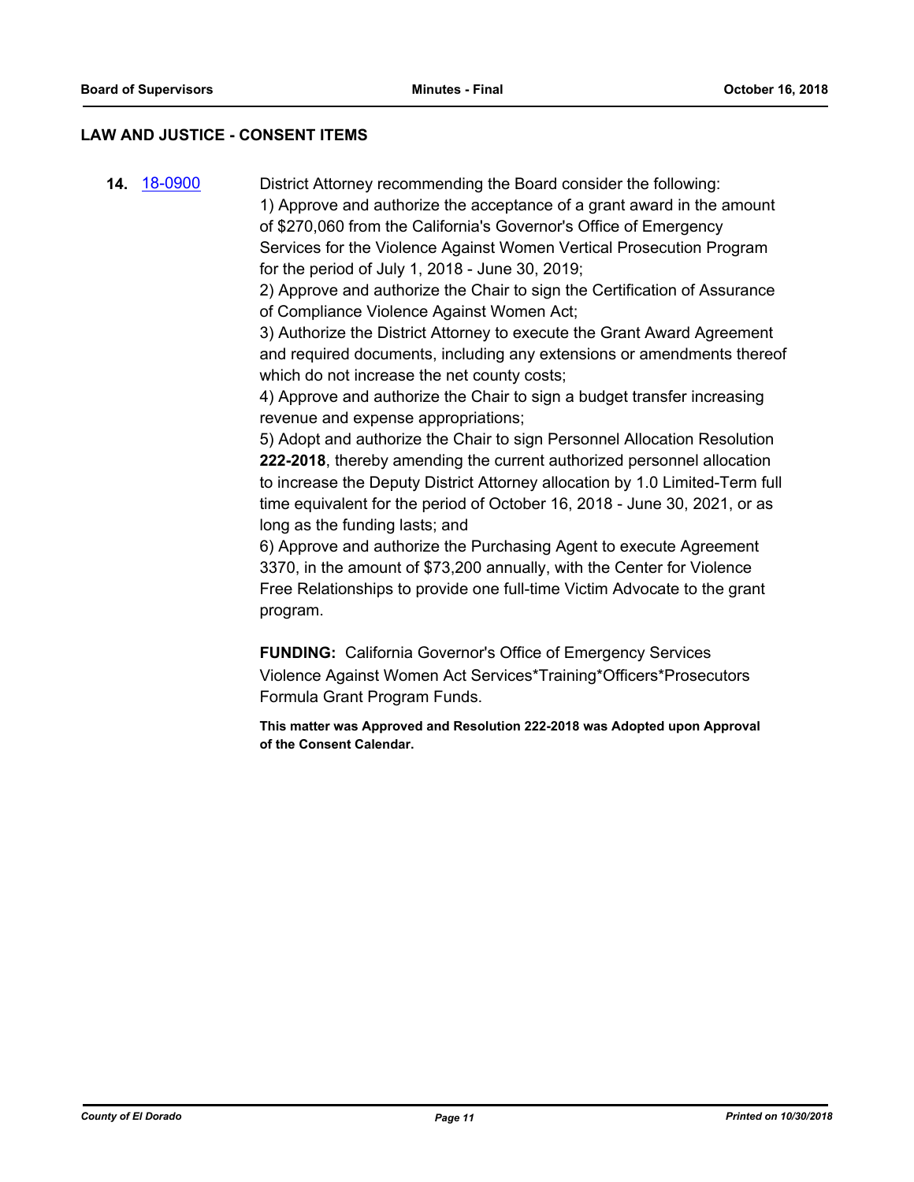## LAW AND JUSTICE - CONSENT ITEMS

**14.** [18-0900](18-0900)

District Attorney recommending the Board consider the following:

1) Approve and authorize the acceptance of a grant award in the amount of $270,060 from the California's Governor's Office of Emergency Services for the Violence Against Women Vertical Prosecution Program for the period of July 1, 2018 - June 30, 2019;

2) Approve and authorize the Chair to sign the Certification of Assurance of Compliance Violence Against Women Act;

3) Authorize the District Attorney to execute the Grant Award Agreement and required documents, including any extensions or amendments thereof which do not increase the net county costs;

4) Approve and authorize the Chair to sign a budget transfer increasing revenue and expense appropriations;

5) Adopt and authorize the Chair to sign Personnel Allocation Resolution **222-2018**, thereby amending the current authorized personnel allocation to increase the Deputy District Attorney allocation by 1.0 Limited-Term full time equivalent for the period of October 16, 2018 - June 30, 2021, or as long as the funding lasts; and

6) Approve and authorize the Purchasing Agent to execute Agreement 3370, in the amount of $73,200 annually, with the Center for Violence Free Relationships to provide one full-time Victim Advocate to the grant program.

**FUNDING:** California Governor's Office of Emergency Services Violence Against Women Act Services*Training*Officers*Prosecutors Formula Grant Program Funds.

**This matter was Approved and Resolution 222-2018 was Adopted upon Approval of the Consent Calendar.**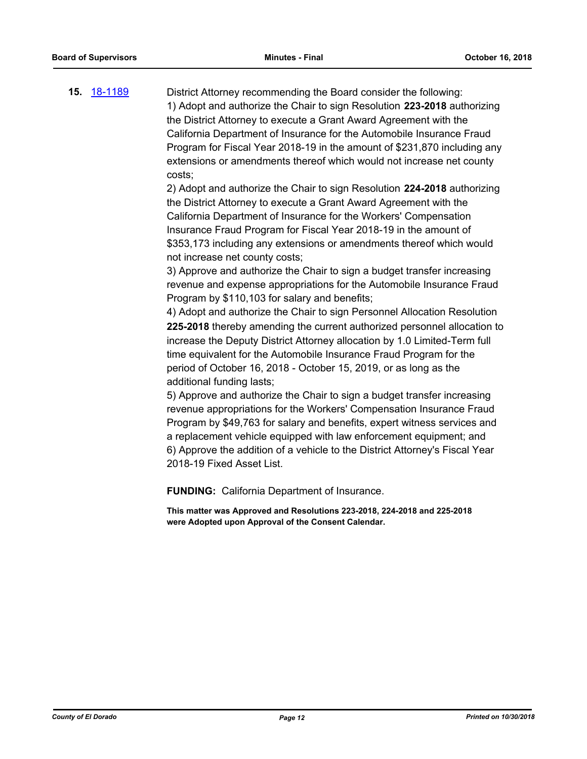**15.** 18-1189 District Attorney recommending the Board consider the following:

1) Adopt and authorize the Chair to sign Resolution **223-2018** authorizing the District Attorney to execute a Grant Award Agreement with the California Department of Insurance for the Automobile Insurance Fraud Program for Fiscal Year 2018-19 in the amount of $231,870 including any extensions or amendments thereof which would not increase net county costs;

2) Adopt and authorize the Chair to sign Resolution **224-2018** authorizing the District Attorney to execute a Grant Award Agreement with the California Department of Insurance for the Workers' Compensation Insurance Fraud Program for Fiscal Year 2018-19 in the amount of $353,173 including any extensions or amendments thereof which would not increase net county costs;

3) Approve and authorize the Chair to sign a budget transfer increasing revenue and expense appropriations for the Automobile Insurance Fraud Program by $110,103 for salary and benefits;

4) Adopt and authorize the Chair to sign Personnel Allocation Resolution **225-2018** thereby amending the current authorized personnel allocation to increase the Deputy District Attorney allocation by 1.0 Limited-Term full time equivalent for the Automobile Insurance Fraud Program for the period of October 16, 2018 - October 15, 2019, or as long as the additional funding lasts;

5) Approve and authorize the Chair to sign a budget transfer increasing revenue appropriations for the Workers' Compensation Insurance Fraud Program by $49,763 for salary and benefits, expert witness services and a replacement vehicle equipped with law enforcement equipment; and

6) Approve the addition of a vehicle to the District Attorney's Fiscal Year 2018-19 Fixed Asset List.

**FUNDING:** California Department of Insurance.

**This matter was Approved and Resolutions 223-2018, 224-2018 and 225-2018 were Adopted upon Approval of the Consent Calendar.**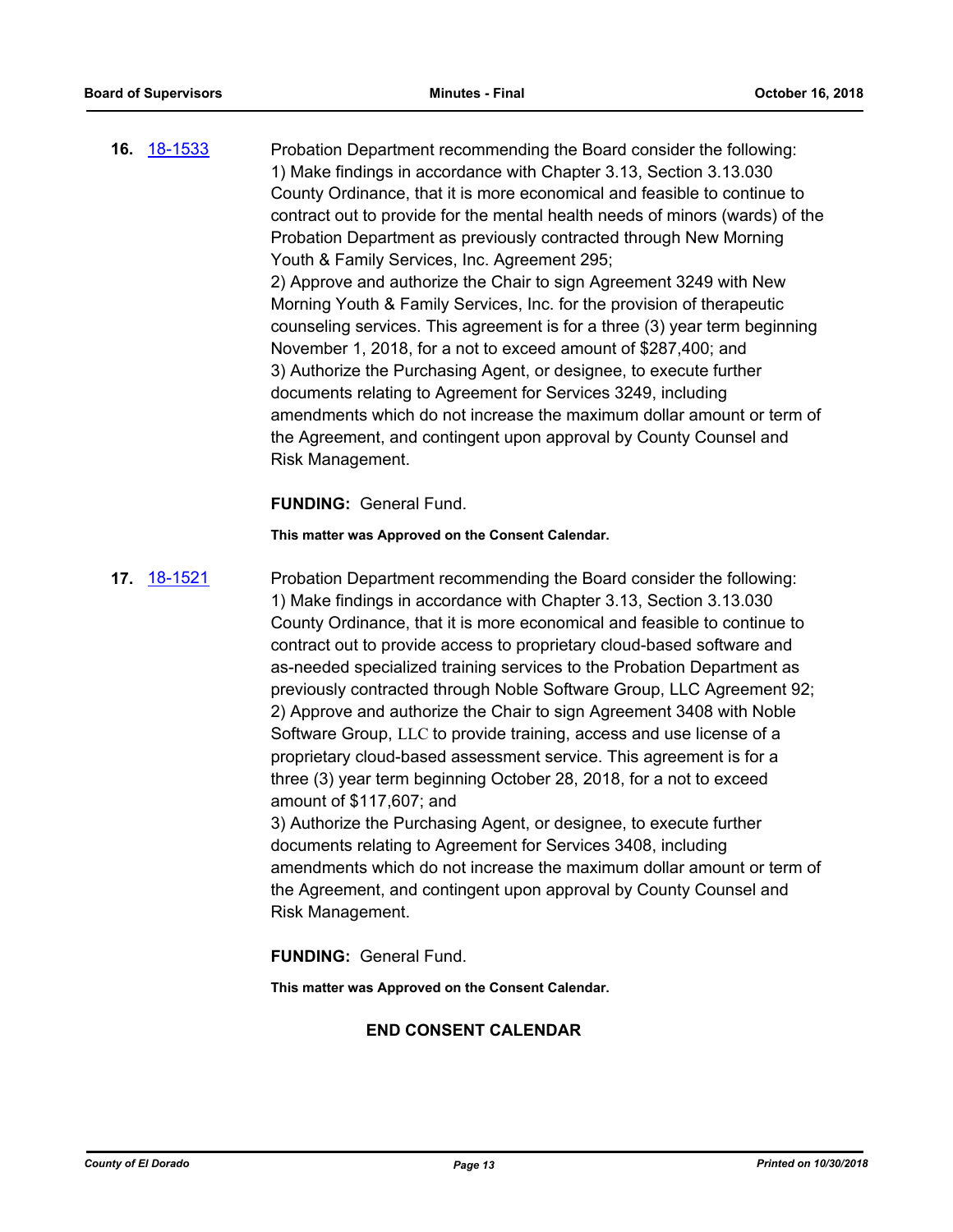**16.** 18-1533 Probation Department recommending the Board consider the following:
1) Make findings in accordance with Chapter 3.13, Section 3.13.030 County Ordinance, that it is more economical and feasible to continue to contract out to provide for the mental health needs of minors (wards) of the Probation Department as previously contracted through New Morning Youth & Family Services, Inc. Agreement 295;
2) Approve and authorize the Chair to sign Agreement 3249 with New Morning Youth & Family Services, Inc. for the provision of therapeutic counseling services. This agreement is for a three (3) year term beginning November 1, 2018, for a not to exceed amount of $287,400; and
3) Authorize the Purchasing Agent, or designee, to execute further documents relating to Agreement for Services 3249, including amendments which do not increase the maximum dollar amount or term of the Agreement, and contingent upon approval by County Counsel and Risk Management.

**FUNDING:** General Fund.

**This matter was Approved on the Consent Calendar.**

**17.** 18-1521 Probation Department recommending the Board consider the following:
1) Make findings in accordance with Chapter 3.13, Section 3.13.030 County Ordinance, that it is more economical and feasible to continue to contract out to provide access to proprietary cloud-based software and as-needed specialized training services to the Probation Department as previously contracted through Noble Software Group, LLC Agreement 92;
2) Approve and authorize the Chair to sign Agreement 3408 with Noble Software Group, LLC to provide training, access and use license of a proprietary cloud-based assessment service. This agreement is for a three (3) year term beginning October 28, 2018, for a not to exceed amount of $117,607; and
3) Authorize the Purchasing Agent, or designee, to execute further documents relating to Agreement for Services 3408, including amendments which do not increase the maximum dollar amount or term of the Agreement, and contingent upon approval by County Counsel and Risk Management.

**FUNDING:** General Fund.

**This matter was Approved on the Consent Calendar.**

**END CONSENT CALENDAR**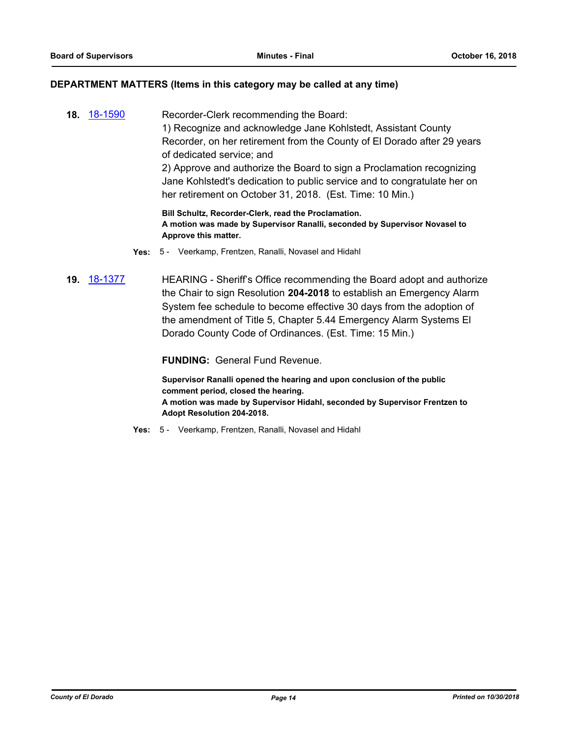## DEPARTMENT MATTERS (Items in this category may be called at any time)

**18.** [18-1590](18-1590)

Recorder-Clerk recommending the Board:
1) Recognize and acknowledge Jane Kohlstedt, Assistant County Recorder, on her retirement from the County of El Dorado after 29 years of dedicated service; and
2) Approve and authorize the Board to sign a Proclamation recognizing Jane Kohlstedt's dedication to public service and to congratulate her on her retirement on October 31, 2018. (Est. Time: 10 Min.)

**Bill Schultz, Recorder-Clerk, read the Proclamation.**
**A motion was made by Supervisor Ranalli, seconded by Supervisor Novasel to Approve this matter.**

**Yes:** 5 - Veerkamp, Frentzen, Ranalli, Novasel and Hidahl

**19.** [18-1377](18-1377)

HEARING - Sheriff's Office recommending the Board adopt and authorize the Chair to sign Resolution **204-2018** to establish an Emergency Alarm System fee schedule to become effective 30 days from the adoption of the amendment of Title 5, Chapter 5.44 Emergency Alarm Systems El Dorado County Code of Ordinances. (Est. Time: 15 Min.)

**FUNDING:** General Fund Revenue.

**Supervisor Ranalli opened the hearing and upon conclusion of the public comment period, closed the hearing.**
**A motion was made by Supervisor Hidahl, seconded by Supervisor Frentzen to Adopt Resolution 204-2018.**

**Yes:** 5 - Veerkamp, Frentzen, Ranalli, Novasel and Hidahl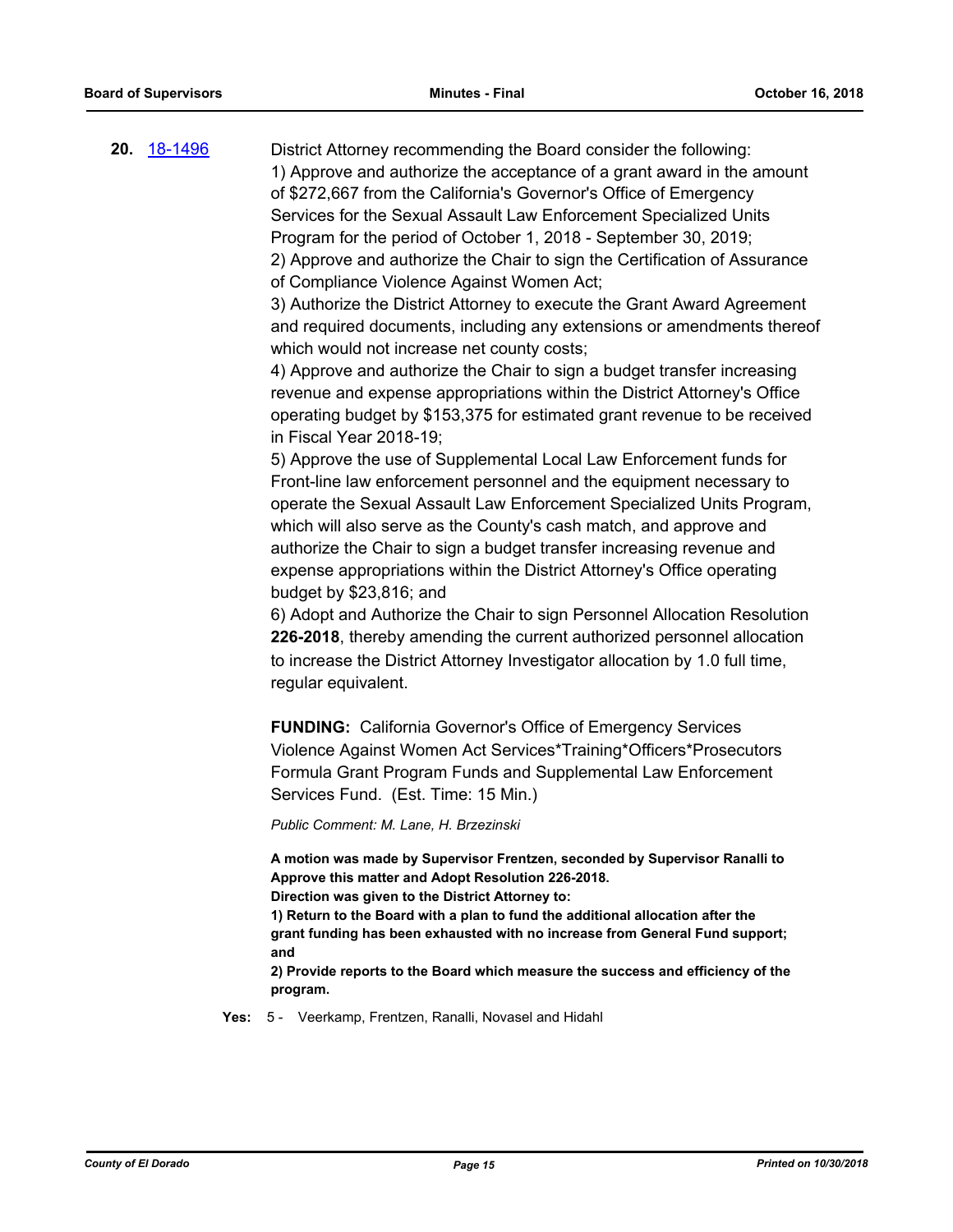**20.** [18-1496](18-1496)

District Attorney recommending the Board consider the following:
1) Approve and authorize the acceptance of a grant award in the amount of $272,667 from the California's Governor's Office of Emergency Services for the Sexual Assault Law Enforcement Specialized Units Program for the period of October 1, 2018 - September 30, 2019;
2) Approve and authorize the Chair to sign the Certification of Assurance of Compliance Violence Against Women Act;
3) Authorize the District Attorney to execute the Grant Award Agreement and required documents, including any extensions or amendments thereof which would not increase net county costs;
4) Approve and authorize the Chair to sign a budget transfer increasing revenue and expense appropriations within the District Attorney's Office operating budget by $153,375 for estimated grant revenue to be received in Fiscal Year 2018-19;
5) Approve the use of Supplemental Local Law Enforcement funds for Front-line law enforcement personnel and the equipment necessary to operate the Sexual Assault Law Enforcement Specialized Units Program, which will also serve as the County's cash match, and approve and authorize the Chair to sign a budget transfer increasing revenue and expense appropriations within the District Attorney's Office operating budget by $23,816; and
6) Adopt and Authorize the Chair to sign Personnel Allocation Resolution **226-2018**, thereby amending the current authorized personnel allocation to increase the District Attorney Investigator allocation by 1.0 full time, regular equivalent.

**FUNDING:** California Governor's Office of Emergency Services Violence Against Women Act Services*Training*Officers*Prosecutors Formula Grant Program Funds and Supplemental Law Enforcement Services Fund. (Est. Time: 15 Min.)

*Public Comment: M. Lane, H. Brzezinski*

**A motion was made by Supervisor Frentzen, seconded by Supervisor Ranalli to Approve this matter and Adopt Resolution 226-2018.**
**Direction was given to the District Attorney to:**
**1) Return to the Board with a plan to fund the additional allocation after the grant funding has been exhausted with no increase from General Fund support; and**
**2) Provide reports to the Board which measure the success and efficiency of the program.**

**Yes:** 5 - Veerkamp, Frentzen, Ranalli, Novasel and Hidahl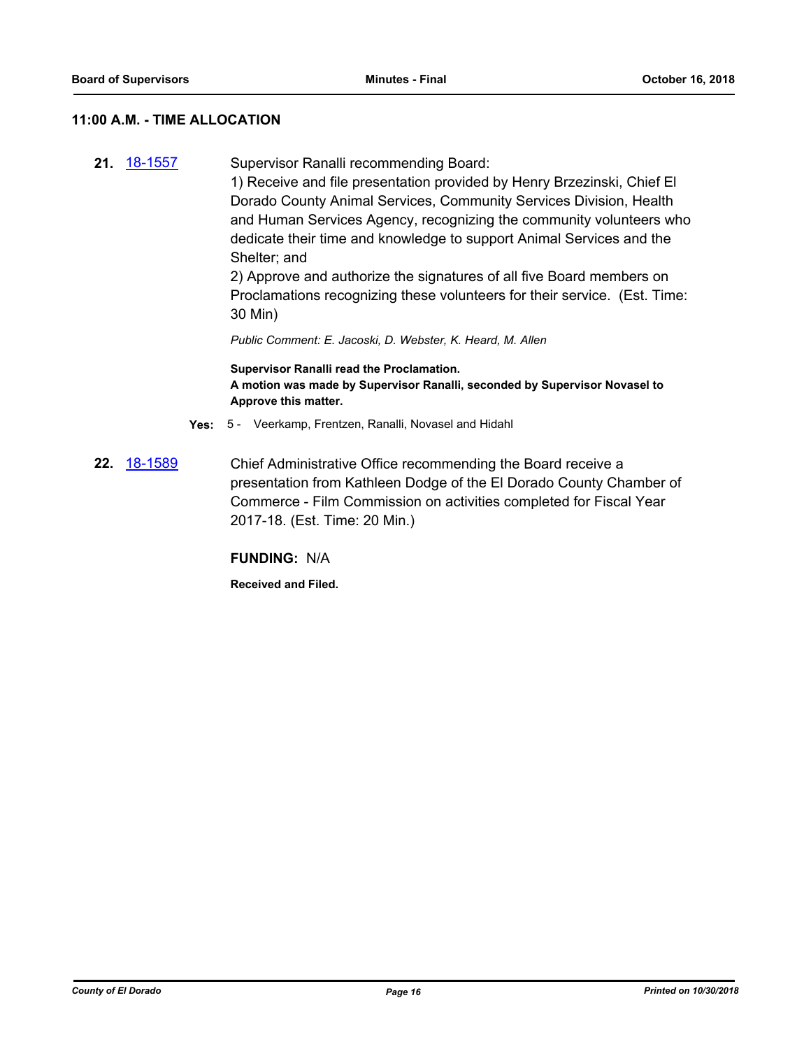## 11:00 A.M. - TIME ALLOCATION

**21.** 18-1557

Supervisor Ranalli recommending Board:
1) Receive and file presentation provided by Henry Brzezinski, Chief El Dorado County Animal Services, Community Services Division, Health and Human Services Agency, recognizing the community volunteers who dedicate their time and knowledge to support Animal Services and the Shelter; and
2) Approve and authorize the signatures of all five Board members on Proclamations recognizing these volunteers for their service. (Est. Time: 30 Min)

*Public Comment: E. Jacoski, D. Webster, K. Heard, M. Allen*

**Supervisor Ranalli read the Proclamation.**
**A motion was made by Supervisor Ranalli, seconded by Supervisor Novasel to Approve this matter.**

**Yes:** 5 - Veerkamp, Frentzen, Ranalli, Novasel and Hidahl

**22.** 18-1589

Chief Administrative Office recommending the Board receive a presentation from Kathleen Dodge of the El Dorado County Chamber of Commerce - Film Commission on activities completed for Fiscal Year 2017-18. (Est. Time: 20 Min.)

**FUNDING:** N/A

**Received and Filed.**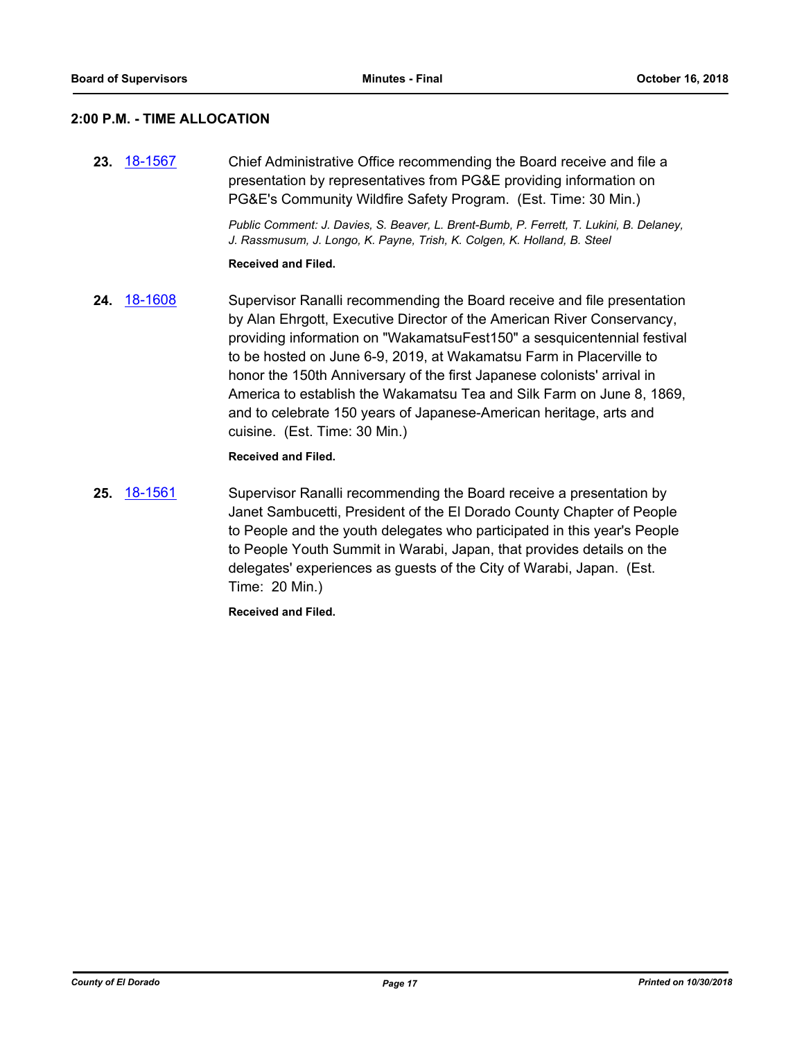## 2:00 P.M. - TIME ALLOCATION

**23.** 18-1567 Chief Administrative Office recommending the Board receive and file a presentation by representatives from PG&E providing information on PG&E's Community Wildfire Safety Program. (Est. Time: 30 Min.)

*Public Comment: J. Davies, S. Beaver, L. Brent-Bumb, P. Ferrett, T. Lukini, B. Delaney, J. Rassmusum, J. Longo, K. Payne, Trish, K. Colgen, K. Holland, B. Steel*

**Received and Filed.**

**24.** 18-1608 Supervisor Ranalli recommending the Board receive and file presentation by Alan Ehrgott, Executive Director of the American River Conservancy, providing information on "WakamatsuFest150" a sesquicentennial festival to be hosted on June 6-9, 2019, at Wakamatsu Farm in Placerville to honor the 150th Anniversary of the first Japanese colonists' arrival in America to establish the Wakamatsu Tea and Silk Farm on June 8, 1869, and to celebrate 150 years of Japanese-American heritage, arts and cuisine. (Est. Time: 30 Min.)

**Received and Filed.**

**25.** 18-1561 Supervisor Ranalli recommending the Board receive a presentation by Janet Sambucetti, President of the El Dorado County Chapter of People to People and the youth delegates who participated in this year's People to People Youth Summit in Warabi, Japan, that provides details on the delegates' experiences as guests of the City of Warabi, Japan. (Est. Time: 20 Min.)

**Received and Filed.**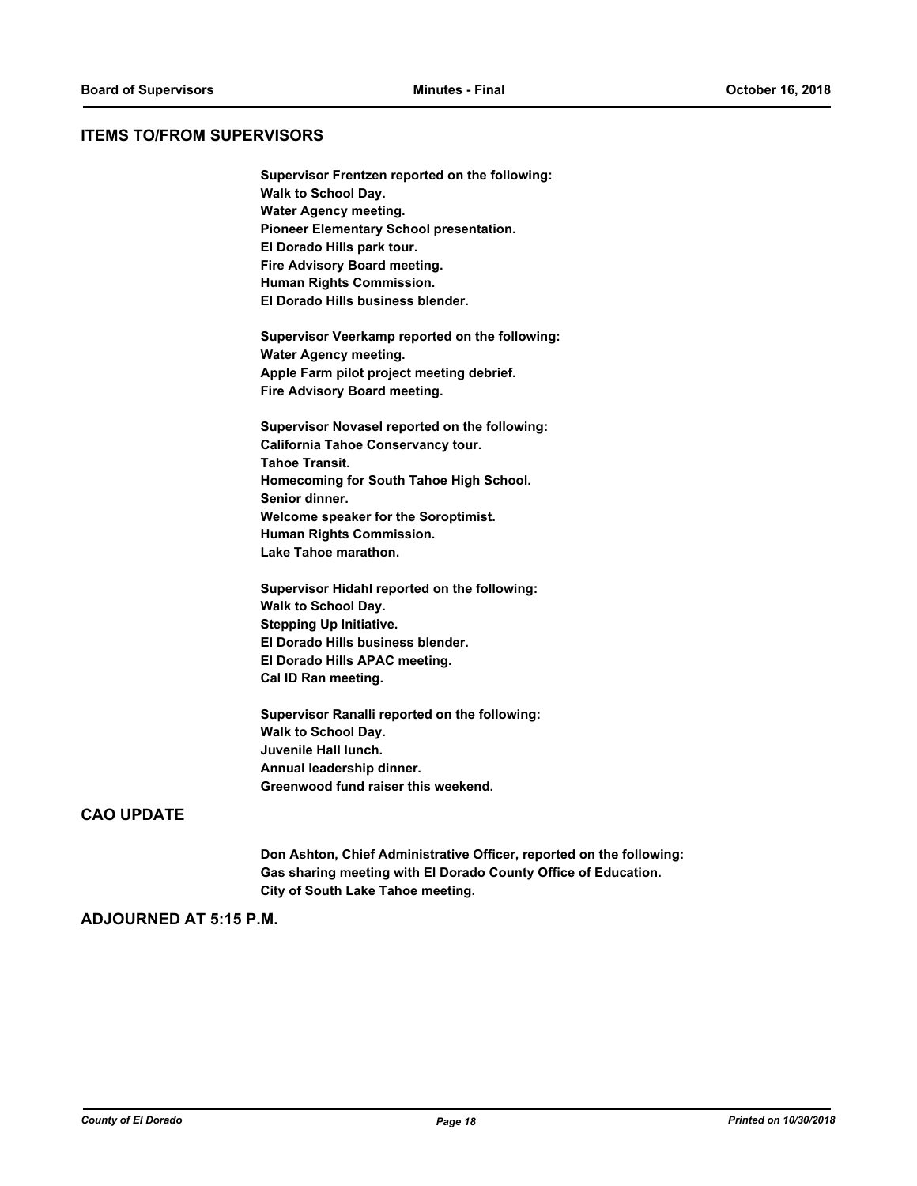## ITEMS TO/FROM SUPERVISORS

**Supervisor Frentzen reported on the following:**
**Walk to School Day.**
**Water Agency meeting.**
**Pioneer Elementary School presentation.**
**El Dorado Hills park tour.**
**Fire Advisory Board meeting.**
**Human Rights Commission.**
**El Dorado Hills business blender.**

**Supervisor Veerkamp reported on the following:**
**Water Agency meeting.**
**Apple Farm pilot project meeting debrief.**
**Fire Advisory Board meeting.**

**Supervisor Novasel reported on the following:**
**California Tahoe Conservancy tour.**
**Tahoe Transit.**
**Homecoming for South Tahoe High School.**
**Senior dinner.**
**Welcome speaker for the Soroptimist.**
**Human Rights Commission.**
**Lake Tahoe marathon.**

**Supervisor Hidahl reported on the following:**
**Walk to School Day.**
**Stepping Up Initiative.**
**El Dorado Hills business blender.**
**El Dorado Hills APAC meeting.**
**Cal ID Ran meeting.**

**Supervisor Ranalli reported on the following:**
**Walk to School Day.**
**Juvenile Hall lunch.**
**Annual leadership dinner.**
**Greenwood fund raiser this weekend.**

## CAO UPDATE

**Don Ashton, Chief Administrative Officer, reported on the following:**
**Gas sharing meeting with El Dorado County Office of Education.**
**City of South Lake Tahoe meeting.**

## ADJOURNED AT 5:15 P.M.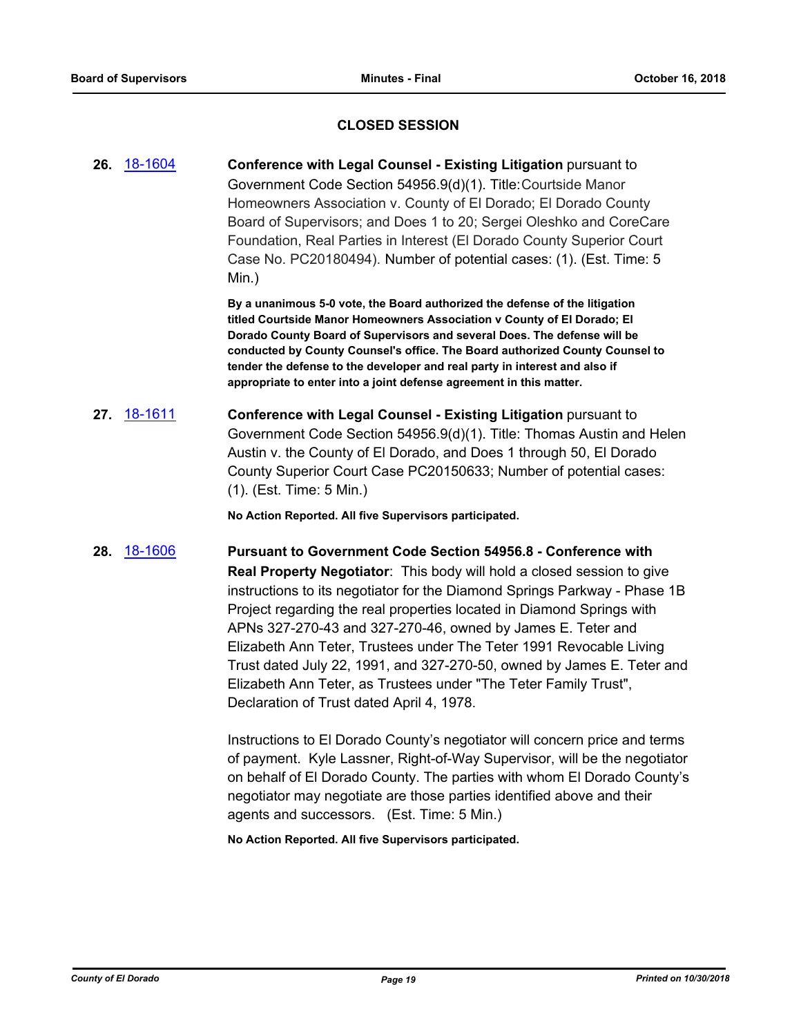## CLOSED SESSION

**26.** 18-1604 **Conference with Legal Counsel - Existing Litigation** pursuant to Government Code Section 54956.9(d)(1). Title: Courtside Manor Homeowners Association v. County of El Dorado; El Dorado County Board of Supervisors; and Does 1 to 20; Sergei Oleshko and CoreCare Foundation, Real Parties in Interest (El Dorado County Superior Court Case No. PC20180494). Number of potential cases: (1). (Est. Time: 5 Min.)

**By a unanimous 5-0 vote, the Board authorized the defense of the litigation titled Courtside Manor Homeowners Association v County of El Dorado; El Dorado County Board of Supervisors and several Does. The defense will be conducted by County Counsel's office. The Board authorized County Counsel to tender the defense to the developer and real party in interest and also if appropriate to enter into a joint defense agreement in this matter.**

**27.** 18-1611 **Conference with Legal Counsel - Existing Litigation** pursuant to Government Code Section 54956.9(d)(1). Title: Thomas Austin and Helen Austin v. the County of El Dorado, and Does 1 through 50, El Dorado County Superior Court Case PC20150633; Number of potential cases: (1). (Est. Time: 5 Min.)

**No Action Reported. All five Supervisors participated.**

**28.** 18-1606 **Pursuant to Government Code Section 54956.8 - Conference with Real Property Negotiator**: This body will hold a closed session to give instructions to its negotiator for the Diamond Springs Parkway - Phase 1B Project regarding the real properties located in Diamond Springs with APNs 327-270-43 and 327-270-46, owned by James E. Teter and Elizabeth Ann Teter, Trustees under The Teter 1991 Revocable Living Trust dated July 22, 1991, and 327-270-50, owned by James E. Teter and Elizabeth Ann Teter, as Trustees under "The Teter Family Trust", Declaration of Trust dated April 4, 1978.

Instructions to El Dorado County's negotiator will concern price and terms of payment. Kyle Lassner, Right-of-Way Supervisor, will be the negotiator on behalf of El Dorado County. The parties with whom El Dorado County's negotiator may negotiate are those parties identified above and their agents and successors. (Est. Time: 5 Min.)

**No Action Reported. All five Supervisors participated.**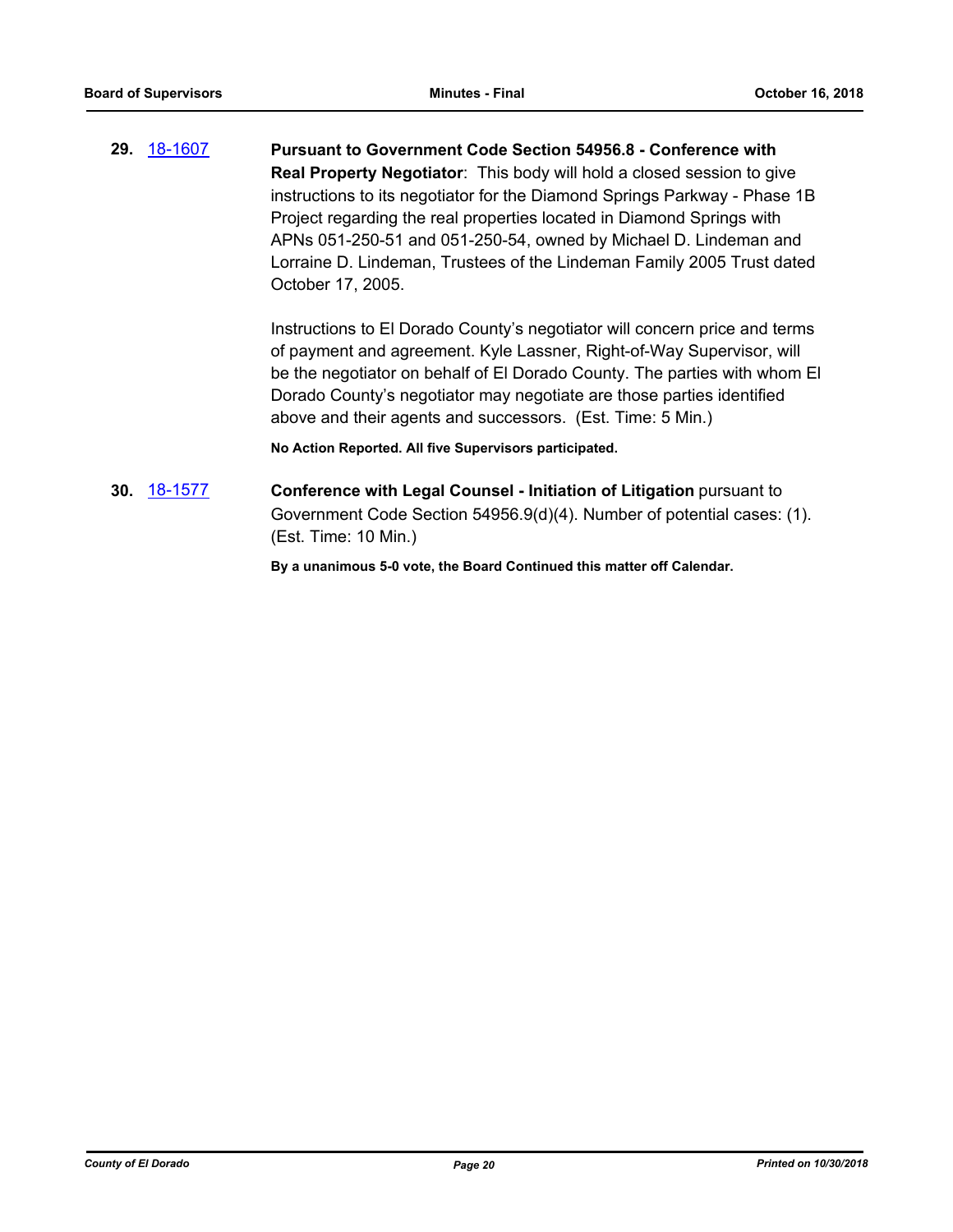**29.** 18-1607 **Pursuant to Government Code Section 54956.8 - Conference with Real Property Negotiator**: This body will hold a closed session to give instructions to its negotiator for the Diamond Springs Parkway - Phase 1B Project regarding the real properties located in Diamond Springs with APNs 051-250-51 and 051-250-54, owned by Michael D. Lindeman and Lorraine D. Lindeman, Trustees of the Lindeman Family 2005 Trust dated October 17, 2005.

Instructions to El Dorado County's negotiator will concern price and terms of payment and agreement. Kyle Lassner, Right-of-Way Supervisor, will be the negotiator on behalf of El Dorado County. The parties with whom El Dorado County's negotiator may negotiate are those parties identified above and their agents and successors. (Est. Time: 5 Min.)

**No Action Reported. All five Supervisors participated.**

**30.** 18-1577 **Conference with Legal Counsel - Initiation of Litigation** pursuant to Government Code Section 54956.9(d)(4). Number of potential cases: (1). (Est. Time: 10 Min.)

**By a unanimous 5-0 vote, the Board Continued this matter off Calendar.**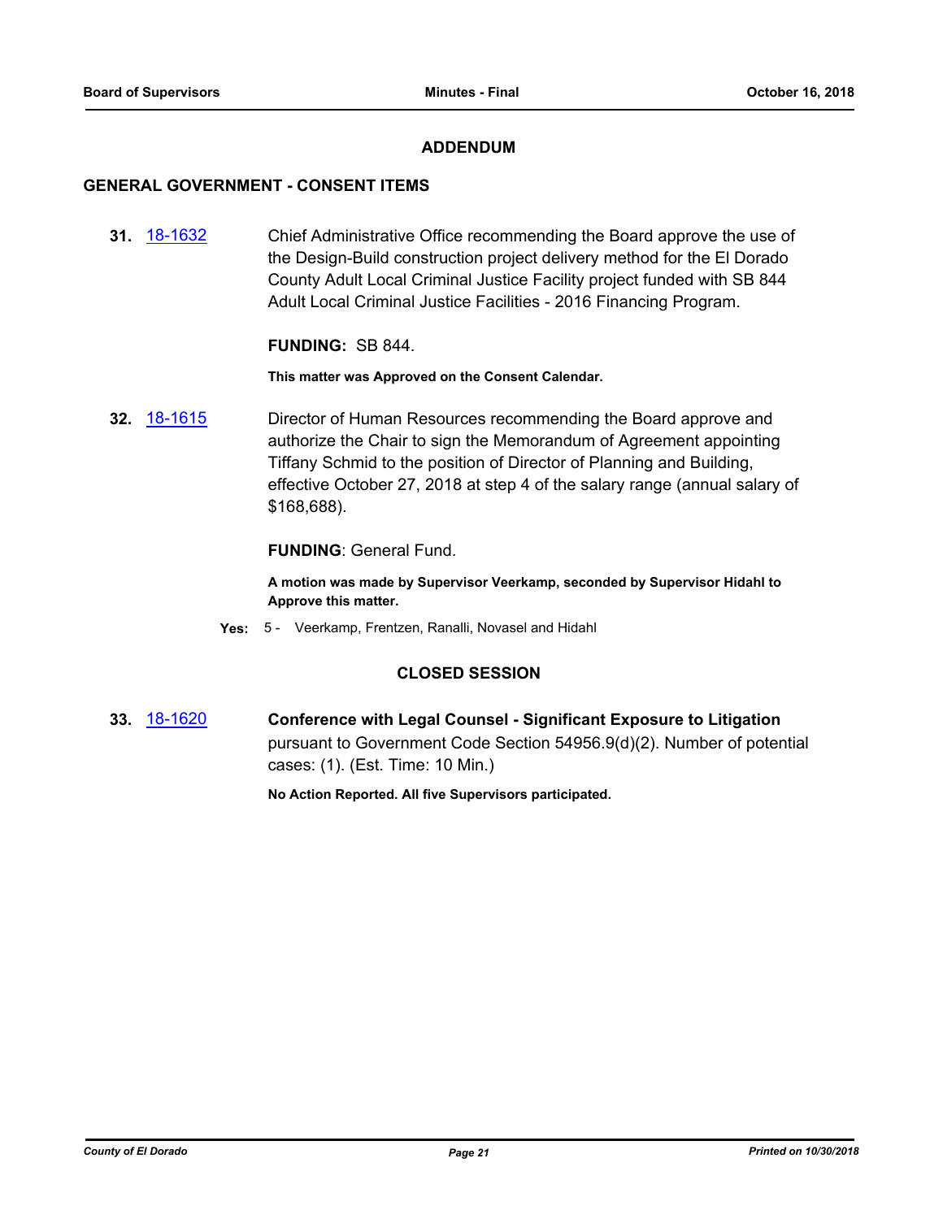## ADDENDUM

### GENERAL GOVERNMENT - CONSENT ITEMS

**31.** 18-1632 Chief Administrative Office recommending the Board approve the use of the Design-Build construction project delivery method for the El Dorado County Adult Local Criminal Justice Facility project funded with SB 844 Adult Local Criminal Justice Facilities - 2016 Financing Program.

**FUNDING:** SB 844.

**This matter was Approved on the Consent Calendar.**

**32.** 18-1615 Director of Human Resources recommending the Board approve and authorize the Chair to sign the Memorandum of Agreement appointing Tiffany Schmid to the position of Director of Planning and Building, effective October 27, 2018 at step 4 of the salary range (annual salary of $168,688).

**FUNDING**: General Fund.

**A motion was made by Supervisor Veerkamp, seconded by Supervisor Hidahl to Approve this matter.**

**Yes:** 5 - Veerkamp, Frentzen, Ranalli, Novasel and Hidahl

## CLOSED SESSION

**33.** 18-1620 **Conference with Legal Counsel - Significant Exposure to Litigation** pursuant to Government Code Section 54956.9(d)(2). Number of potential cases: (1). (Est. Time: 10 Min.)

**No Action Reported. All five Supervisors participated.**